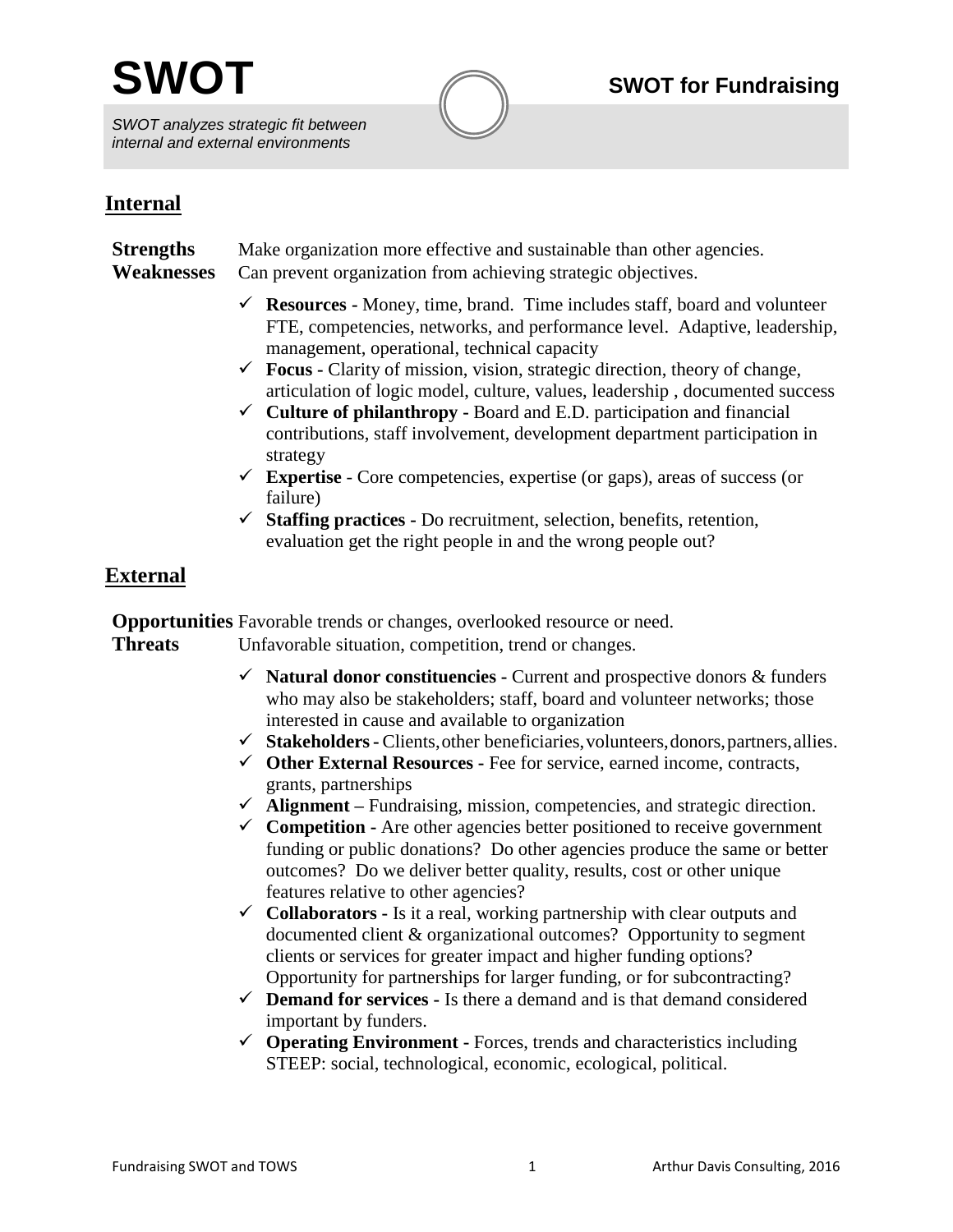# SWOT

## SWOT for Fundraising

*SWOT analyzes strategic fit between internal and external environments*

## Internal

**Strengths** Make organization more effective and sustainable than other agencies.
**Weaknesses** Can prevent organization from achieving strategic objectives.

- ✓ **Resources -** Money, time, brand. Time includes staff, board and volunteer FTE, competencies, networks, and performance level. Adaptive, leadership, management, operational, technical capacity
- ✓ **Focus -** Clarity of mission, vision, strategic direction, theory of change, articulation of logic model, culture, values, leadership , documented success
- ✓ **Culture of philanthropy -** Board and E.D. participation and financial contributions, staff involvement, development department participation in strategy
- ✓ **Expertise** - Core competencies, expertise (or gaps), areas of success (or failure)
- ✓ **Staffing practices -** Do recruitment, selection, benefits, retention, evaluation get the right people in and the wrong people out?

## External

**Opportunities** Favorable trends or changes, overlooked resource or need.
**Threats** Unfavorable situation, competition, trend or changes.

- ✓ **Natural donor constituencies -** Current and prospective donors & funders who may also be stakeholders; staff, board and volunteer networks; those interested in cause and available to organization
- ✓ **Stakeholders -** Clients, other beneficiaries, volunteers, donors, partners, allies.
- ✓ **Other External Resources -** Fee for service, earned income, contracts, grants, partnerships
- ✓ **Alignment –** Fundraising, mission, competencies, and strategic direction.
- ✓ **Competition -** Are other agencies better positioned to receive government funding or public donations? Do other agencies produce the same or better outcomes? Do we deliver better quality, results, cost or other unique features relative to other agencies?
- ✓ **Collaborators -** Is it a real, working partnership with clear outputs and documented client & organizational outcomes? Opportunity to segment clients or services for greater impact and higher funding options? Opportunity for partnerships for larger funding, or for subcontracting?
- ✓ **Demand for services -** Is there a demand and is that demand considered important by funders.
- ✓ **Operating Environment -** Forces, trends and characteristics including STEEP: social, technological, economic, ecological, political.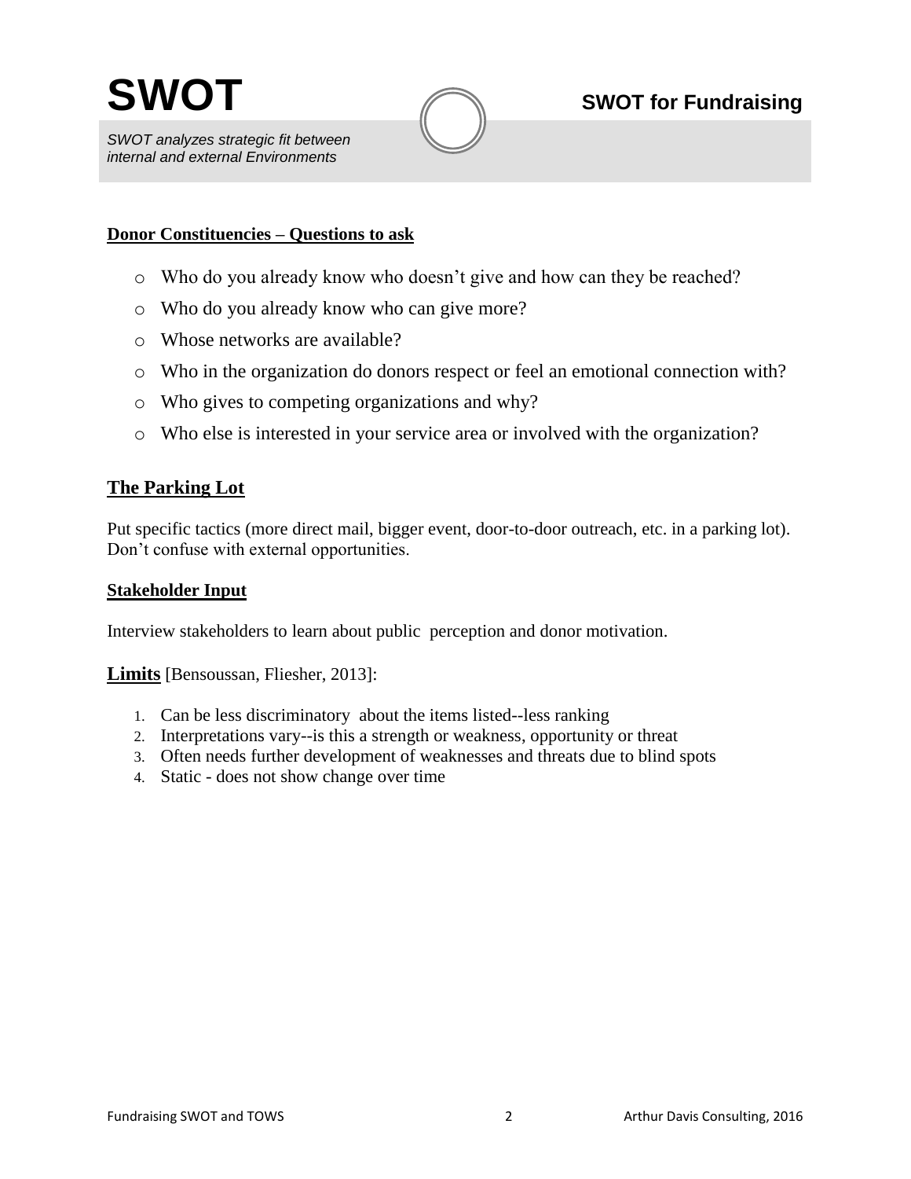# SWOT

## SWOT for Fundraising

*SWOT analyzes strategic fit between internal and external Environments*

**Donor Constituencies – Questions to ask**

- Who do you already know who doesn't give and how can they be reached?
- Who do you already know who can give more?
- Whose networks are available?
- Who in the organization do donors respect or feel an emotional connection with?
- Who gives to competing organizations and why?
- Who else is interested in your service area or involved with the organization?

## The Parking Lot

Put specific tactics (more direct mail, bigger event, door-to-door outreach, etc. in a parking lot). Don't confuse with external opportunities.

**Stakeholder Input**

Interview stakeholders to learn about public perception and donor motivation.

**Limits** [Bensoussan, Fliesher, 2013]:

1. Can be less discriminatory about the items listed--less ranking
2. Interpretations vary--is this a strength or weakness, opportunity or threat
3. Often needs further development of weaknesses and threats due to blind spots
4. Static - does not show change over time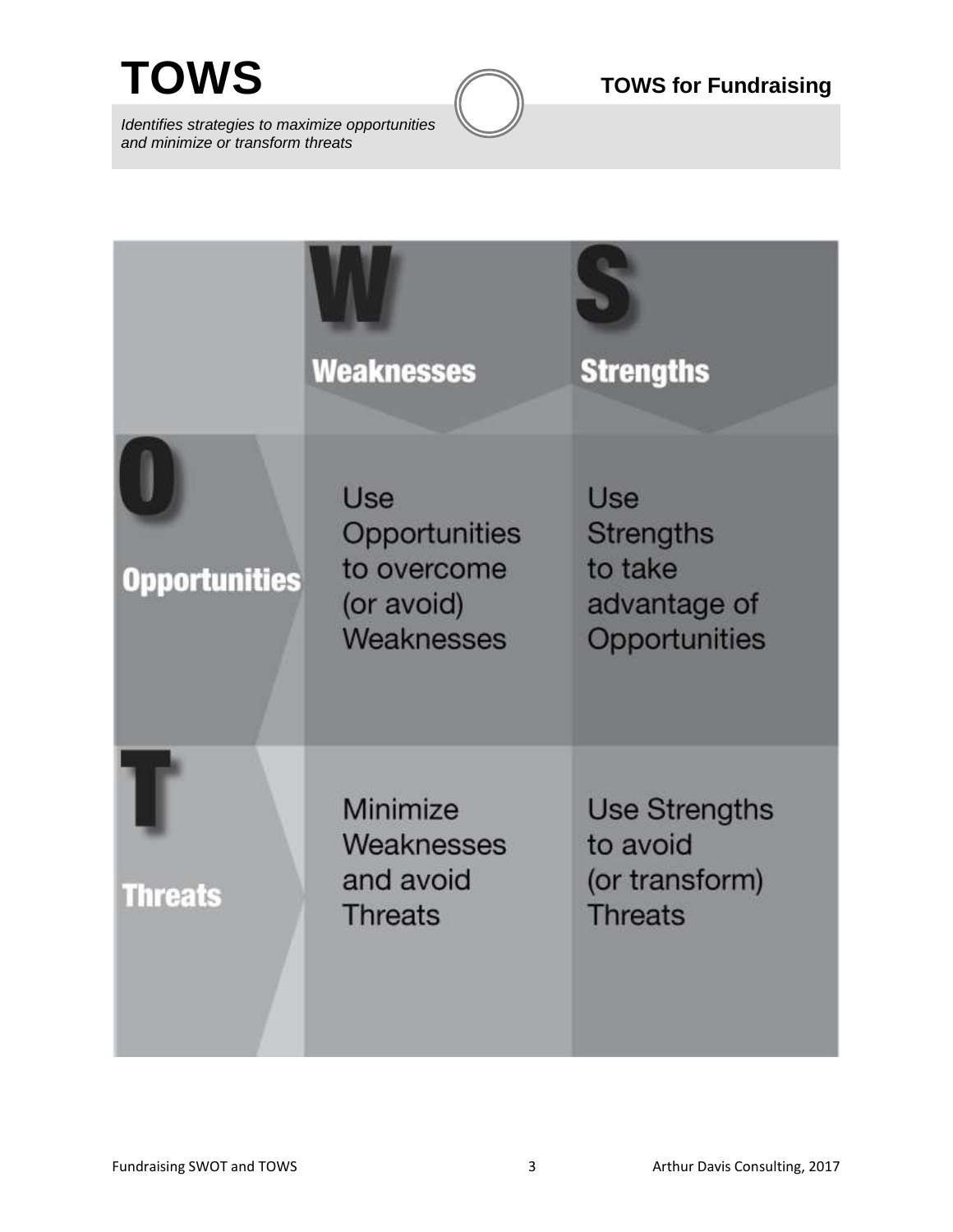# TOWS

## TOWS for Fundraising

*Identifies strategies to maximize opportunities and minimize or transform threats*

| | **W** Weaknesses | **S** Strengths |
|---|---|---|
| **O** Opportunities | Use Opportunities to overcome (or avoid) Weaknesses | Use Strengths to take advantage of Opportunities |
| **T** Threats | Minimize Weaknesses and avoid Threats | Use Strengths to avoid (or transform) Threats |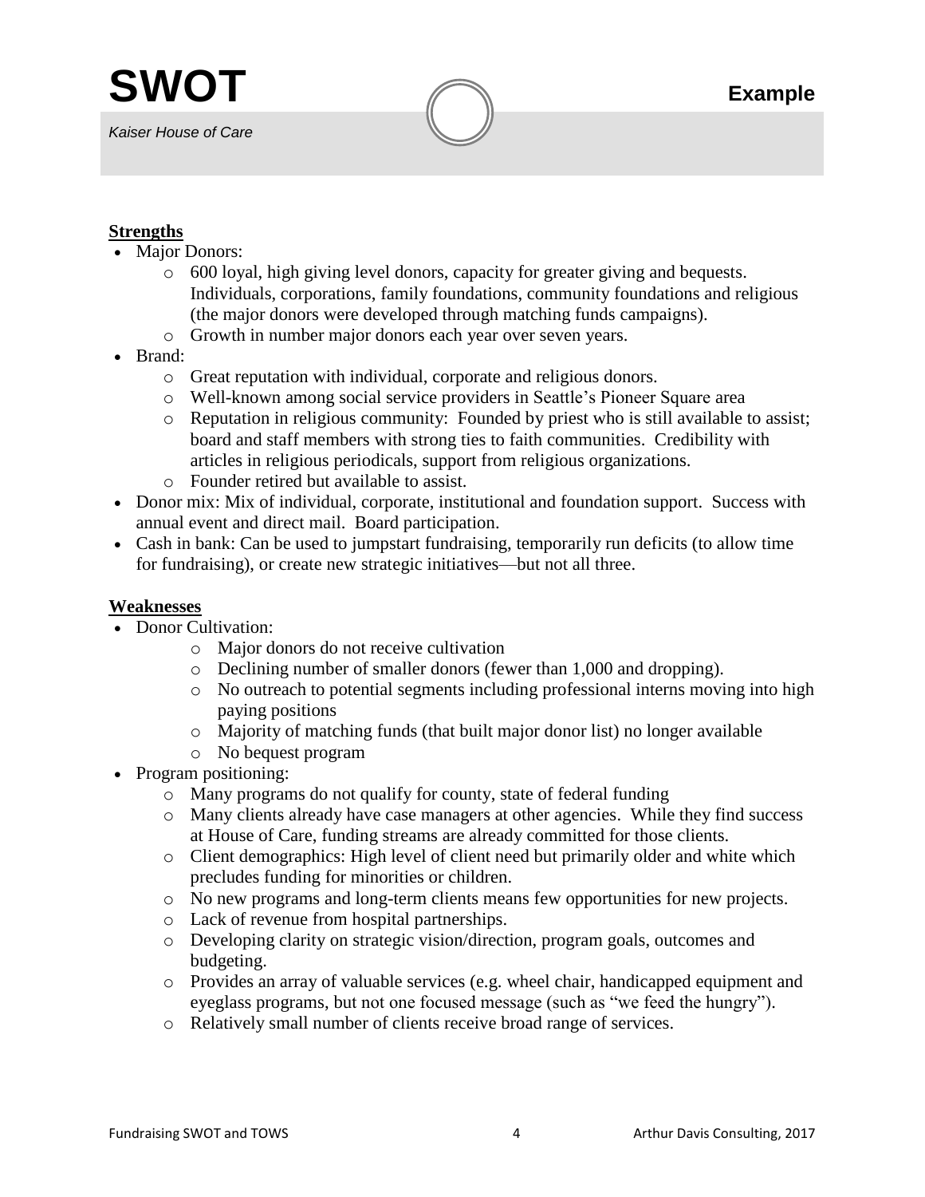# SWOT

**Example**

*Kaiser House of Care*

**Strengths**

- Major Donors:
  - 600 loyal, high giving level donors, capacity for greater giving and bequests. Individuals, corporations, family foundations, community foundations and religious (the major donors were developed through matching funds campaigns).
  - Growth in number major donors each year over seven years.
- Brand:
  - Great reputation with individual, corporate and religious donors.
  - Well-known among social service providers in Seattle's Pioneer Square area
  - Reputation in religious community: Founded by priest who is still available to assist; board and staff members with strong ties to faith communities. Credibility with articles in religious periodicals, support from religious organizations.
  - Founder retired but available to assist.
- Donor mix: Mix of individual, corporate, institutional and foundation support. Success with annual event and direct mail. Board participation.
- Cash in bank: Can be used to jumpstart fundraising, temporarily run deficits (to allow time for fundraising), or create new strategic initiatives—but not all three.

**Weaknesses**

- Donor Cultivation:
  - Major donors do not receive cultivation
  - Declining number of smaller donors (fewer than 1,000 and dropping).
  - No outreach to potential segments including professional interns moving into high paying positions
  - Majority of matching funds (that built major donor list) no longer available
  - No bequest program
- Program positioning:
  - Many programs do not qualify for county, state of federal funding
  - Many clients already have case managers at other agencies. While they find success at House of Care, funding streams are already committed for those clients.
  - Client demographics: High level of client need but primarily older and white which precludes funding for minorities or children.
  - No new programs and long-term clients means few opportunities for new projects.
  - Lack of revenue from hospital partnerships.
  - Developing clarity on strategic vision/direction, program goals, outcomes and budgeting.
  - Provides an array of valuable services (e.g. wheel chair, handicapped equipment and eyeglass programs, but not one focused message (such as "we feed the hungry").
  - Relatively small number of clients receive broad range of services.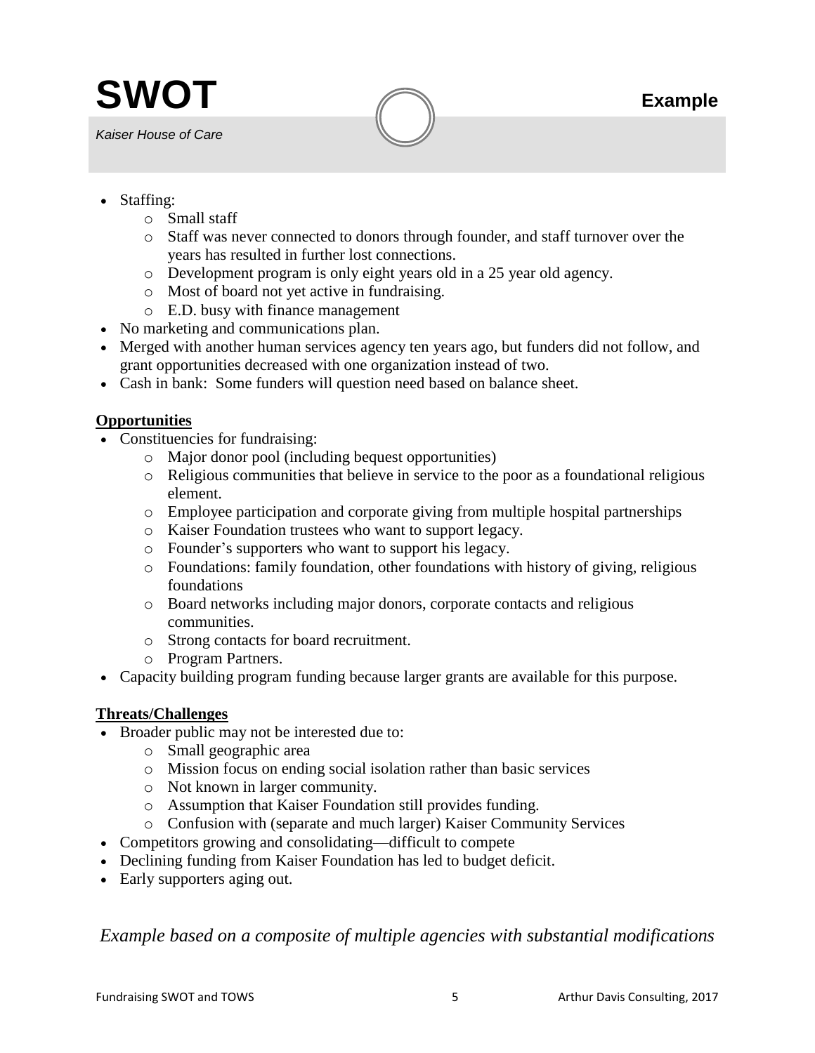# SWOT

*Kaiser House of Care*

**Example**

- Staffing:
  - Small staff
  - Staff was never connected to donors through founder, and staff turnover over the years has resulted in further lost connections.
  - Development program is only eight years old in a 25 year old agency.
  - Most of board not yet active in fundraising.
  - E.D. busy with finance management
- No marketing and communications plan.
- Merged with another human services agency ten years ago, but funders did not follow, and grant opportunities decreased with one organization instead of two.
- Cash in bank: Some funders will question need based on balance sheet.

**<u>Opportunities</u>**

- Constituencies for fundraising:
  - Major donor pool (including bequest opportunities)
  - Religious communities that believe in service to the poor as a foundational religious element.
  - Employee participation and corporate giving from multiple hospital partnerships
  - Kaiser Foundation trustees who want to support legacy.
  - Founder's supporters who want to support his legacy.
  - Foundations: family foundation, other foundations with history of giving, religious foundations
  - Board networks including major donors, corporate contacts and religious communities.
  - Strong contacts for board recruitment.
  - Program Partners.
- Capacity building program funding because larger grants are available for this purpose.

**<u>Threats/Challenges</u>**

- Broader public may not be interested due to:
  - Small geographic area
  - Mission focus on ending social isolation rather than basic services
  - Not known in larger community.
  - Assumption that Kaiser Foundation still provides funding.
  - Confusion with (separate and much larger) Kaiser Community Services
- Competitors growing and consolidating—difficult to compete
- Declining funding from Kaiser Foundation has led to budget deficit.
- Early supporters aging out.

*Example based on a composite of multiple agencies with substantial modifications*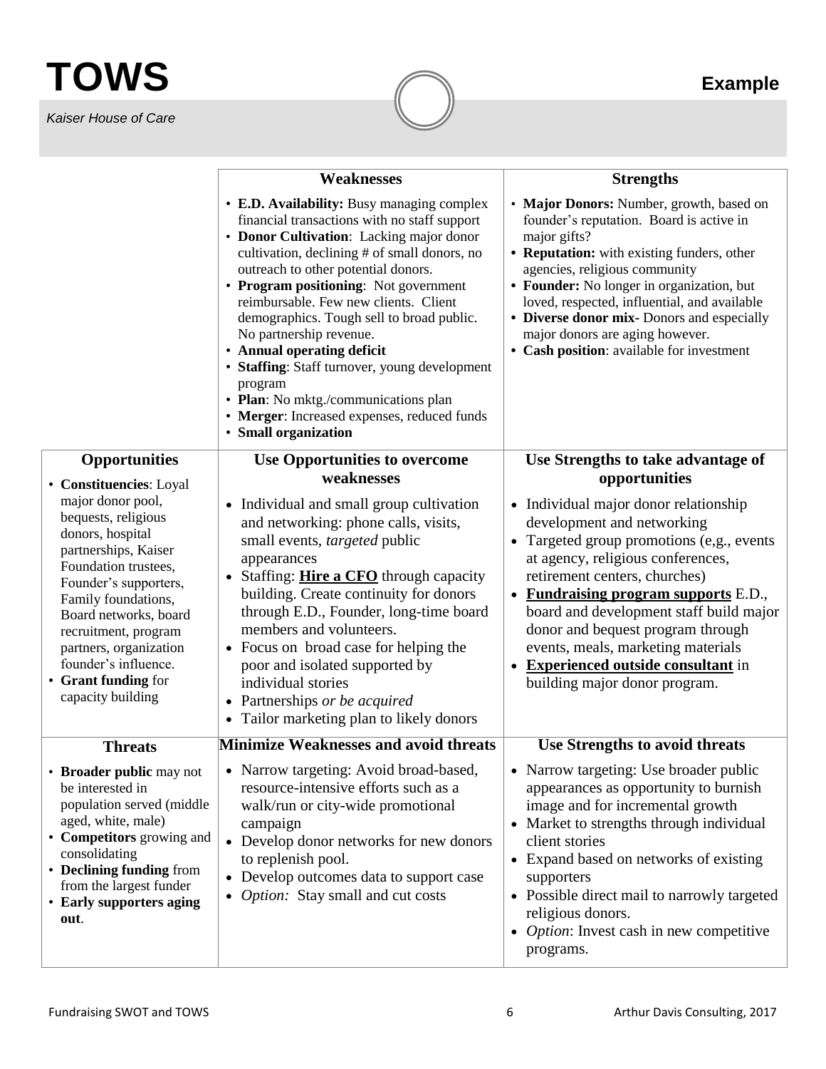# TOWS

**Example**

*Kaiser House of Care*

| | **Weaknesses** | **Strengths** |
|---|---|---|
| | • **E.D. Availability:** Busy managing complex financial transactions with no staff support<br>• **Donor Cultivation**: Lacking major donor cultivation, declining # of small donors, no outreach to other potential donors.<br>• **Program positioning**: Not government reimbursable. Few new clients. Client demographics. Tough sell to broad public. No partnership revenue.<br>• **Annual operating deficit**<br>• **Staffing**: Staff turnover, young development program<br>• **Plan**: No mktg./communications plan<br>• **Merger**: Increased expenses, reduced funds<br>• **Small organization** | • **Major Donors:** Number, growth, based on founder's reputation. Board is active in major gifts?<br>• **Reputation:** with existing funders, other agencies, religious community<br>• **Founder:** No longer in organization, but loved, respected, influential, and available<br>• **Diverse donor mix**- Donors and especially major donors are aging however.<br>• **Cash position**: available for investment |
| **Opportunities**<br>• **Constituencies**: Loyal major donor pool, bequests, religious donors, hospital partnerships, Kaiser Foundation trustees, Founder's supporters, Family foundations, Board networks, board recruitment, program partners, organization founder's influence.<br>• **Grant funding** for capacity building | **Use Opportunities to overcome weaknesses**<br>• Individual and small group cultivation and networking: phone calls, visits, small events, *targeted* public appearances<br>• Staffing: **Hire a CFO** through capacity building. Create continuity for donors through E.D., Founder, long-time board members and volunteers.<br>• Focus on broad case for helping the poor and isolated supported by individual stories<br>• Partnerships *or be acquired*<br>• Tailor marketing plan to likely donors | **Use Strengths to take advantage of opportunities**<br>• Individual major donor relationship development and networking<br>• Targeted group promotions (e,g., events at agency, religious conferences, retirement centers, churches)<br>• **Fundraising program supports** E.D., board and development staff build major donor and bequest program through events, meals, marketing materials<br>• **Experienced outside consultant** in building major donor program. |
| **Threats**<br>• **Broader public** may not be interested in population served (middle aged, white, male)<br>• **Competitors** growing and consolidating<br>• **Declining funding** from from the largest funder<br>• **Early supporters aging out**. | **Minimize Weaknesses and avoid threats**<br>• Narrow targeting: Avoid broad-based, resource-intensive efforts such as a walk/run or city-wide promotional campaign<br>• Develop donor networks for new donors to replenish pool.<br>• Develop outcomes data to support case<br>• *Option:* Stay small and cut costs | **Use Strengths to avoid threats**<br>• Narrow targeting: Use broader public appearances as opportunity to burnish image and for incremental growth<br>• Market to strengths through individual client stories<br>• Expand based on networks of existing supporters<br>• Possible direct mail to narrowly targeted religious donors.<br>• *Option*: Invest cash in new competitive programs. |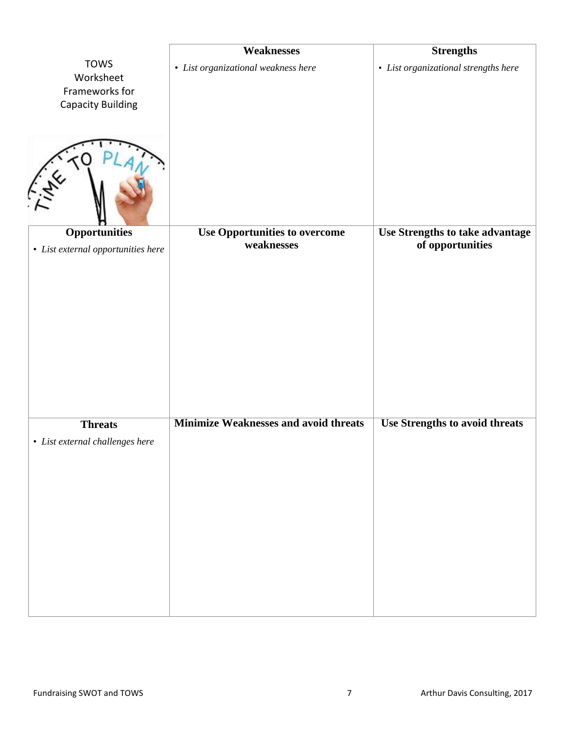| TOWS Worksheet Frameworks for Capacity Building | **Weaknesses**<br>• *List organizational weakness here* | **Strengths**<br>• *List organizational strengths here* |
|---|---|---|
| **Opportunities**<br>• *List external opportunities here* | **Use Opportunities to overcome weaknesses** | **Use Strengths to take advantage of opportunities** |
| **Threats**<br>• *List external challenges here* | **Minimize Weaknesses and avoid threats** | **Use Strengths to avoid threats** |